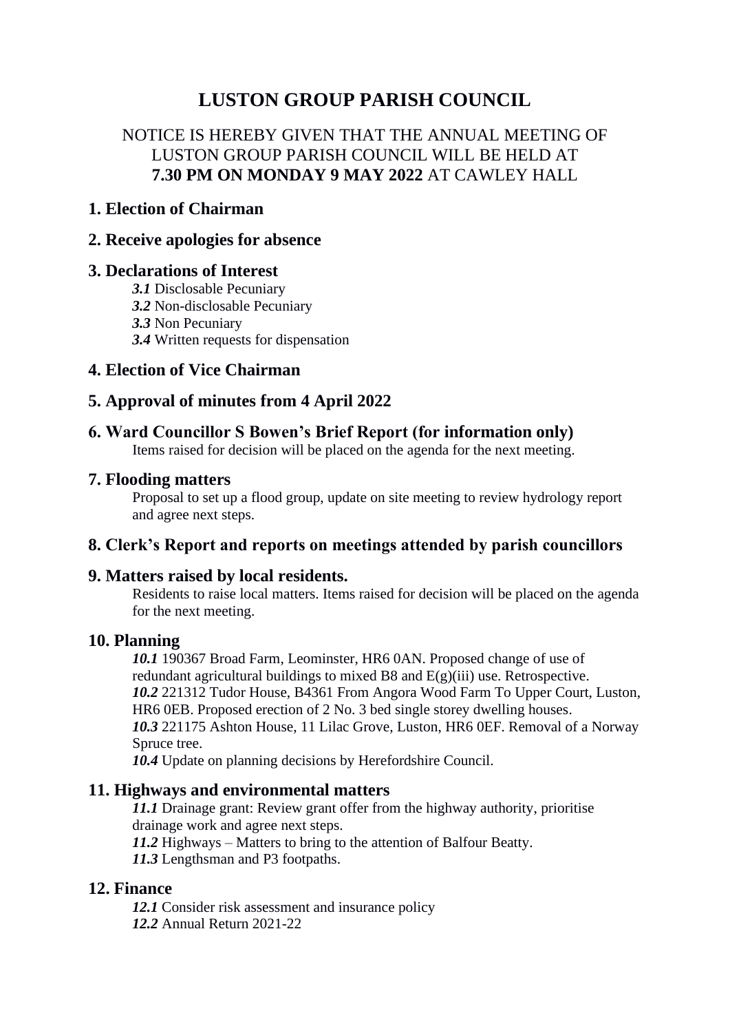# LUSTON GROUP PARISH COUNCIL

NOTICE IS HEREBY GIVEN THAT THE ANNUAL MEETING OF LUSTON GROUP PARISH COUNCIL WILL BE HELD AT **7.30 PM ON MONDAY 9 MAY 2022** AT CAWLEY HALL

## 1. Election of Chairman

## 2. Receive apologies for absence

## 3. Declarations of Interest

***3.1*** Disclosable Pecuniary
***3.2*** Non-disclosable Pecuniary
***3.3*** Non Pecuniary
***3.4*** Written requests for dispensation

## 4. Election of Vice Chairman

## 5. Approval of minutes from 4 April 2022

## 6. Ward Councillor S Bowen's Brief Report (for information only)

Items raised for decision will be placed on the agenda for the next meeting.

## 7. Flooding matters

Proposal to set up a flood group, update on site meeting to review hydrology report and agree next steps.

## 8. Clerk's Report and reports on meetings attended by parish councillors

## 9. Matters raised by local residents.

Residents to raise local matters. Items raised for decision will be placed on the agenda for the next meeting.

## 10. Planning

***10.1*** 190367 Broad Farm, Leominster, HR6 0AN. Proposed change of use of redundant agricultural buildings to mixed B8 and E(g)(iii) use. Retrospective.
***10.2*** 221312 Tudor House, B4361 From Angora Wood Farm To Upper Court, Luston, HR6 0EB. Proposed erection of 2 No. 3 bed single storey dwelling houses.
***10.3*** 221175 Ashton House, 11 Lilac Grove, Luston, HR6 0EF. Removal of a Norway Spruce tree.
***10.4*** Update on planning decisions by Herefordshire Council.

## 11. Highways and environmental matters

***11.1*** Drainage grant: Review grant offer from the highway authority, prioritise drainage work and agree next steps.
***11.2*** Highways – Matters to bring to the attention of Balfour Beatty.
***11.3*** Lengthsman and P3 footpaths.

## 12. Finance

***12.1*** Consider risk assessment and insurance policy
***12.2*** Annual Return 2021-22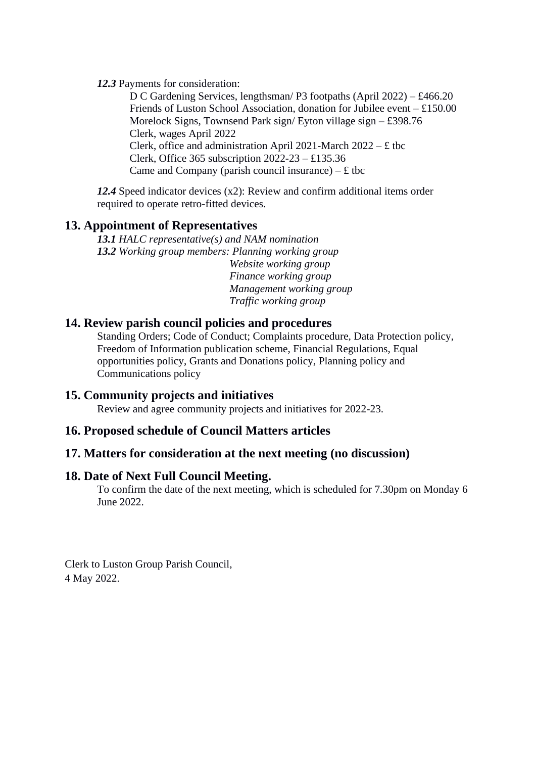***12.3*** Payments for consideration:

D C Gardening Services, lengthsman/ P3 footpaths (April 2022) – £466.20
Friends of Luston School Association, donation for Jubilee event – £150.00
Morelock Signs, Townsend Park sign/ Eyton village sign – £398.76
Clerk, wages April 2022
Clerk, office and administration April 2021-March 2022 – £ tbc
Clerk, Office 365 subscription 2022-23 – £135.36
Came and Company (parish council insurance) – £ tbc

***12.4*** Speed indicator devices (x2): Review and confirm additional items order required to operate retro-fitted devices.

## 13. Appointment of Representatives

***13.1*** *HALC representative(s) and NAM nomination*
***13.2*** *Working group members: Planning working group*
*Website working group*
*Finance working group*
*Management working group*
*Traffic working group*

## 14. Review parish council policies and procedures

Standing Orders; Code of Conduct; Complaints procedure, Data Protection policy, Freedom of Information publication scheme, Financial Regulations, Equal opportunities policy, Grants and Donations policy, Planning policy and Communications policy

## 15. Community projects and initiatives

Review and agree community projects and initiatives for 2022-23.

## 16. Proposed schedule of Council Matters articles

## 17. Matters for consideration at the next meeting (no discussion)

## 18. Date of Next Full Council Meeting.

To confirm the date of the next meeting, which is scheduled for 7.30pm on Monday 6 June 2022.

Clerk to Luston Group Parish Council,
4 May 2022.